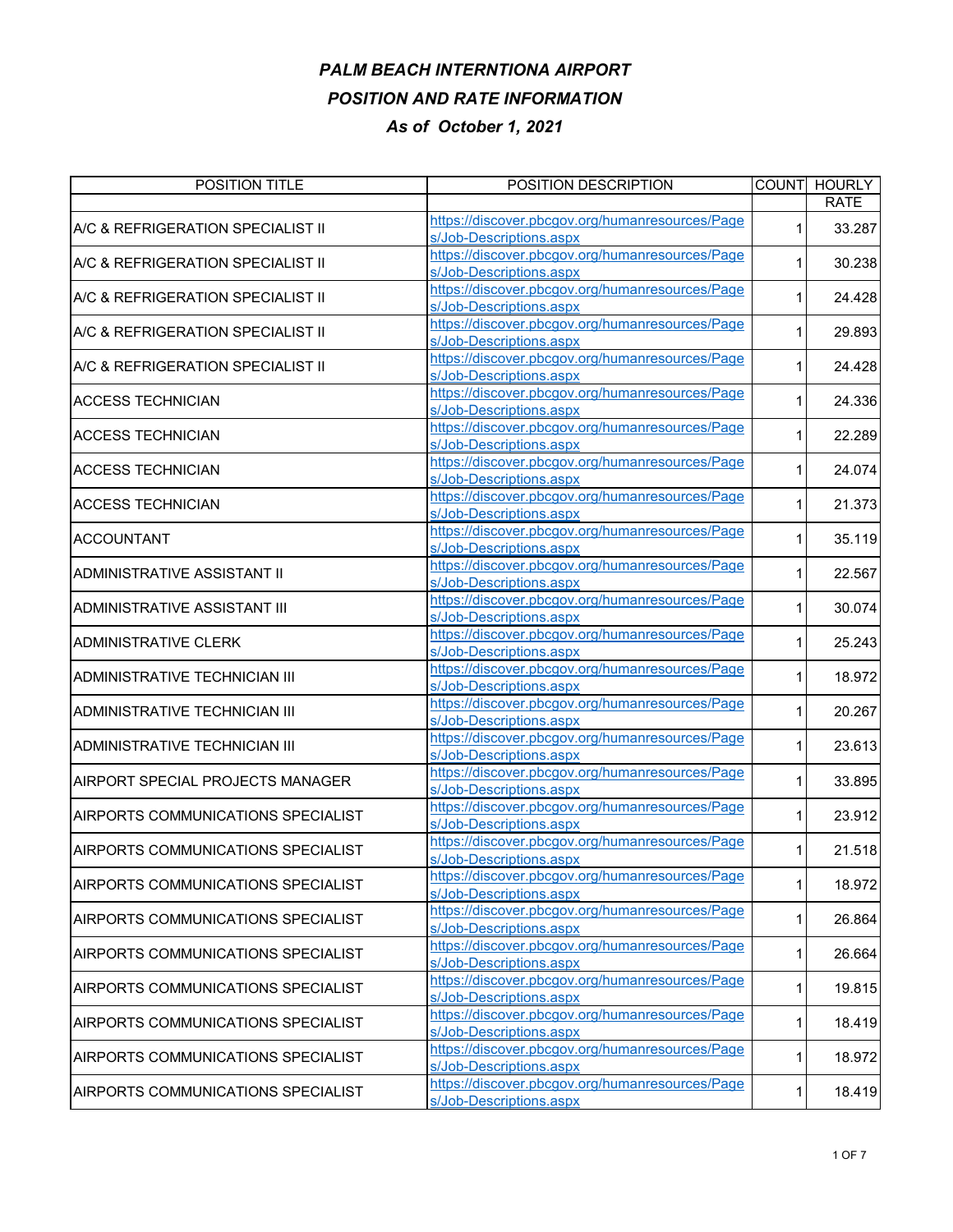# *PALM BEACH INTERNTIONA AIRPORT*

## *POSITION AND RATE INFORMATION*

### *As of October 1, 2021*

| POSITION TITLE | POSITION DESCRIPTION | COUNT | HOURLY RATE |
|---|---|---|---|
| A/C & REFRIGERATION SPECIALIST II | https://discover.pbcgov.org/humanresources/Pages/Job-Descriptions.aspx | 1 | 33.287 |
| A/C & REFRIGERATION SPECIALIST II | https://discover.pbcgov.org/humanresources/Pages/Job-Descriptions.aspx | 1 | 30.238 |
| A/C & REFRIGERATION SPECIALIST II | https://discover.pbcgov.org/humanresources/Pages/Job-Descriptions.aspx | 1 | 24.428 |
| A/C & REFRIGERATION SPECIALIST II | https://discover.pbcgov.org/humanresources/Pages/Job-Descriptions.aspx | 1 | 29.893 |
| A/C & REFRIGERATION SPECIALIST II | https://discover.pbcgov.org/humanresources/Pages/Job-Descriptions.aspx | 1 | 24.428 |
| ACCESS TECHNICIAN | https://discover.pbcgov.org/humanresources/Pages/Job-Descriptions.aspx | 1 | 24.336 |
| ACCESS TECHNICIAN | https://discover.pbcgov.org/humanresources/Pages/Job-Descriptions.aspx | 1 | 22.289 |
| ACCESS TECHNICIAN | https://discover.pbcgov.org/humanresources/Pages/Job-Descriptions.aspx | 1 | 24.074 |
| ACCESS TECHNICIAN | https://discover.pbcgov.org/humanresources/Pages/Job-Descriptions.aspx | 1 | 21.373 |
| ACCOUNTANT | https://discover.pbcgov.org/humanresources/Pages/Job-Descriptions.aspx | 1 | 35.119 |
| ADMINISTRATIVE ASSISTANT II | https://discover.pbcgov.org/humanresources/Pages/Job-Descriptions.aspx | 1 | 22.567 |
| ADMINISTRATIVE ASSISTANT III | https://discover.pbcgov.org/humanresources/Pages/Job-Descriptions.aspx | 1 | 30.074 |
| ADMINISTRATIVE CLERK | https://discover.pbcgov.org/humanresources/Pages/Job-Descriptions.aspx | 1 | 25.243 |
| ADMINISTRATIVE TECHNICIAN III | https://discover.pbcgov.org/humanresources/Pages/Job-Descriptions.aspx | 1 | 18.972 |
| ADMINISTRATIVE TECHNICIAN III | https://discover.pbcgov.org/humanresources/Pages/Job-Descriptions.aspx | 1 | 20.267 |
| ADMINISTRATIVE TECHNICIAN III | https://discover.pbcgov.org/humanresources/Pages/Job-Descriptions.aspx | 1 | 23.613 |
| AIRPORT SPECIAL PROJECTS MANAGER | https://discover.pbcgov.org/humanresources/Pages/Job-Descriptions.aspx | 1 | 33.895 |
| AIRPORTS COMMUNICATIONS SPECIALIST | https://discover.pbcgov.org/humanresources/Pages/Job-Descriptions.aspx | 1 | 23.912 |
| AIRPORTS COMMUNICATIONS SPECIALIST | https://discover.pbcgov.org/humanresources/Pages/Job-Descriptions.aspx | 1 | 21.518 |
| AIRPORTS COMMUNICATIONS SPECIALIST | https://discover.pbcgov.org/humanresources/Pages/Job-Descriptions.aspx | 1 | 18.972 |
| AIRPORTS COMMUNICATIONS SPECIALIST | https://discover.pbcgov.org/humanresources/Pages/Job-Descriptions.aspx | 1 | 26.864 |
| AIRPORTS COMMUNICATIONS SPECIALIST | https://discover.pbcgov.org/humanresources/Pages/Job-Descriptions.aspx | 1 | 26.664 |
| AIRPORTS COMMUNICATIONS SPECIALIST | https://discover.pbcgov.org/humanresources/Pages/Job-Descriptions.aspx | 1 | 19.815 |
| AIRPORTS COMMUNICATIONS SPECIALIST | https://discover.pbcgov.org/humanresources/Pages/Job-Descriptions.aspx | 1 | 18.419 |
| AIRPORTS COMMUNICATIONS SPECIALIST | https://discover.pbcgov.org/humanresources/Pages/Job-Descriptions.aspx | 1 | 18.972 |
| AIRPORTS COMMUNICATIONS SPECIALIST | https://discover.pbcgov.org/humanresources/Pages/Job-Descriptions.aspx | 1 | 18.419 |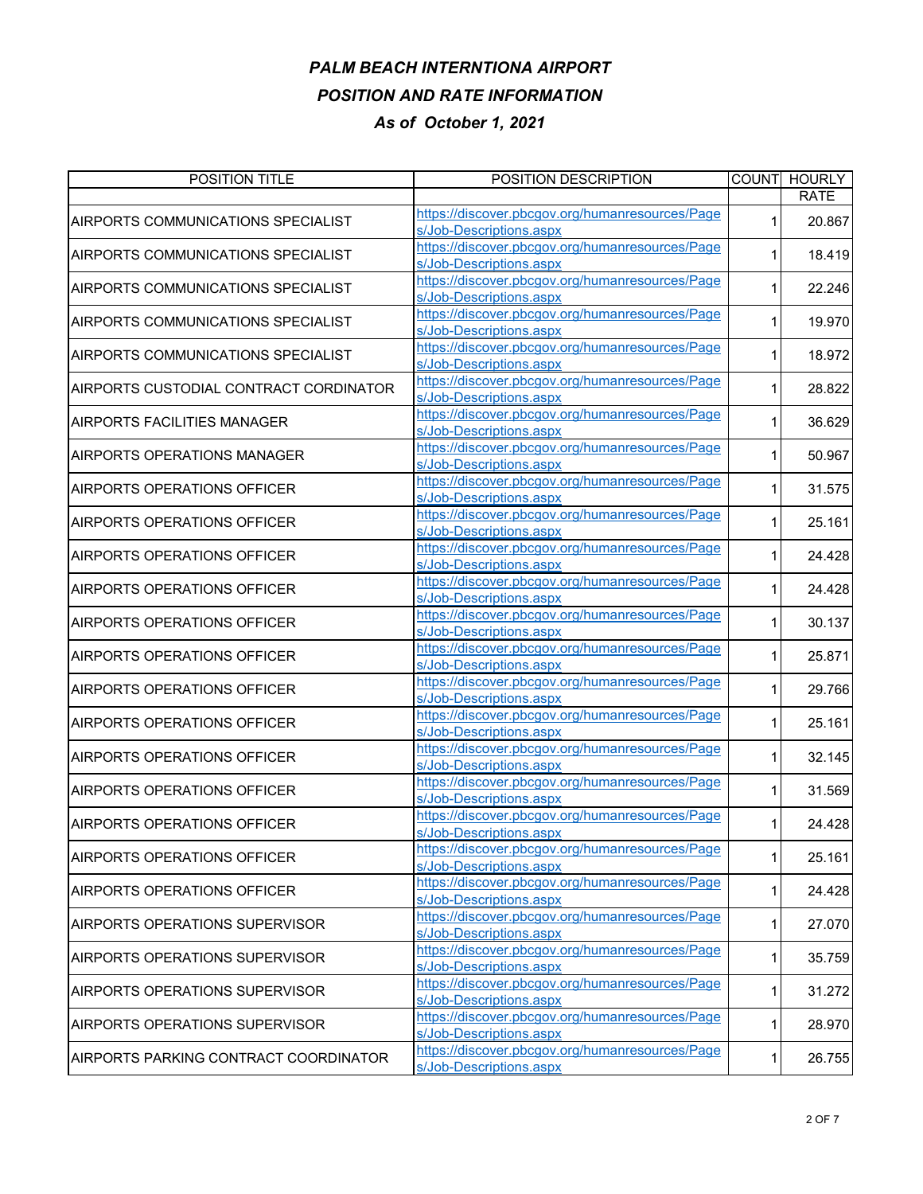# *PALM BEACH INTERNTIONA AIRPORT*

## *POSITION AND RATE INFORMATION*

### *As of October 1, 2021*

| POSITION TITLE | POSITION DESCRIPTION | COUNT | HOURLY RATE |
|---|---|---|---|
| AIRPORTS COMMUNICATIONS SPECIALIST | https://discover.pbcgov.org/humanresources/Pages/Job-Descriptions.aspx | 1 | 20.867 |
| AIRPORTS COMMUNICATIONS SPECIALIST | https://discover.pbcgov.org/humanresources/Pages/Job-Descriptions.aspx | 1 | 18.419 |
| AIRPORTS COMMUNICATIONS SPECIALIST | https://discover.pbcgov.org/humanresources/Pages/Job-Descriptions.aspx | 1 | 22.246 |
| AIRPORTS COMMUNICATIONS SPECIALIST | https://discover.pbcgov.org/humanresources/Pages/Job-Descriptions.aspx | 1 | 19.970 |
| AIRPORTS COMMUNICATIONS SPECIALIST | https://discover.pbcgov.org/humanresources/Pages/Job-Descriptions.aspx | 1 | 18.972 |
| AIRPORTS CUSTODIAL CONTRACT CORDINATOR | https://discover.pbcgov.org/humanresources/Pages/Job-Descriptions.aspx | 1 | 28.822 |
| AIRPORTS FACILITIES MANAGER | https://discover.pbcgov.org/humanresources/Pages/Job-Descriptions.aspx | 1 | 36.629 |
| AIRPORTS OPERATIONS MANAGER | https://discover.pbcgov.org/humanresources/Pages/Job-Descriptions.aspx | 1 | 50.967 |
| AIRPORTS OPERATIONS OFFICER | https://discover.pbcgov.org/humanresources/Pages/Job-Descriptions.aspx | 1 | 31.575 |
| AIRPORTS OPERATIONS OFFICER | https://discover.pbcgov.org/humanresources/Pages/Job-Descriptions.aspx | 1 | 25.161 |
| AIRPORTS OPERATIONS OFFICER | https://discover.pbcgov.org/humanresources/Pages/Job-Descriptions.aspx | 1 | 24.428 |
| AIRPORTS OPERATIONS OFFICER | https://discover.pbcgov.org/humanresources/Pages/Job-Descriptions.aspx | 1 | 24.428 |
| AIRPORTS OPERATIONS OFFICER | https://discover.pbcgov.org/humanresources/Pages/Job-Descriptions.aspx | 1 | 30.137 |
| AIRPORTS OPERATIONS OFFICER | https://discover.pbcgov.org/humanresources/Pages/Job-Descriptions.aspx | 1 | 25.871 |
| AIRPORTS OPERATIONS OFFICER | https://discover.pbcgov.org/humanresources/Pages/Job-Descriptions.aspx | 1 | 29.766 |
| AIRPORTS OPERATIONS OFFICER | https://discover.pbcgov.org/humanresources/Pages/Job-Descriptions.aspx | 1 | 25.161 |
| AIRPORTS OPERATIONS OFFICER | https://discover.pbcgov.org/humanresources/Pages/Job-Descriptions.aspx | 1 | 32.145 |
| AIRPORTS OPERATIONS OFFICER | https://discover.pbcgov.org/humanresources/Pages/Job-Descriptions.aspx | 1 | 31.569 |
| AIRPORTS OPERATIONS OFFICER | https://discover.pbcgov.org/humanresources/Pages/Job-Descriptions.aspx | 1 | 24.428 |
| AIRPORTS OPERATIONS OFFICER | https://discover.pbcgov.org/humanresources/Pages/Job-Descriptions.aspx | 1 | 25.161 |
| AIRPORTS OPERATIONS OFFICER | https://discover.pbcgov.org/humanresources/Pages/Job-Descriptions.aspx | 1 | 24.428 |
| AIRPORTS OPERATIONS SUPERVISOR | https://discover.pbcgov.org/humanresources/Pages/Job-Descriptions.aspx | 1 | 27.070 |
| AIRPORTS OPERATIONS SUPERVISOR | https://discover.pbcgov.org/humanresources/Pages/Job-Descriptions.aspx | 1 | 35.759 |
| AIRPORTS OPERATIONS SUPERVISOR | https://discover.pbcgov.org/humanresources/Pages/Job-Descriptions.aspx | 1 | 31.272 |
| AIRPORTS OPERATIONS SUPERVISOR | https://discover.pbcgov.org/humanresources/Pages/Job-Descriptions.aspx | 1 | 28.970 |
| AIRPORTS PARKING CONTRACT COORDINATOR | https://discover.pbcgov.org/humanresources/Pages/Job-Descriptions.aspx | 1 | 26.755 |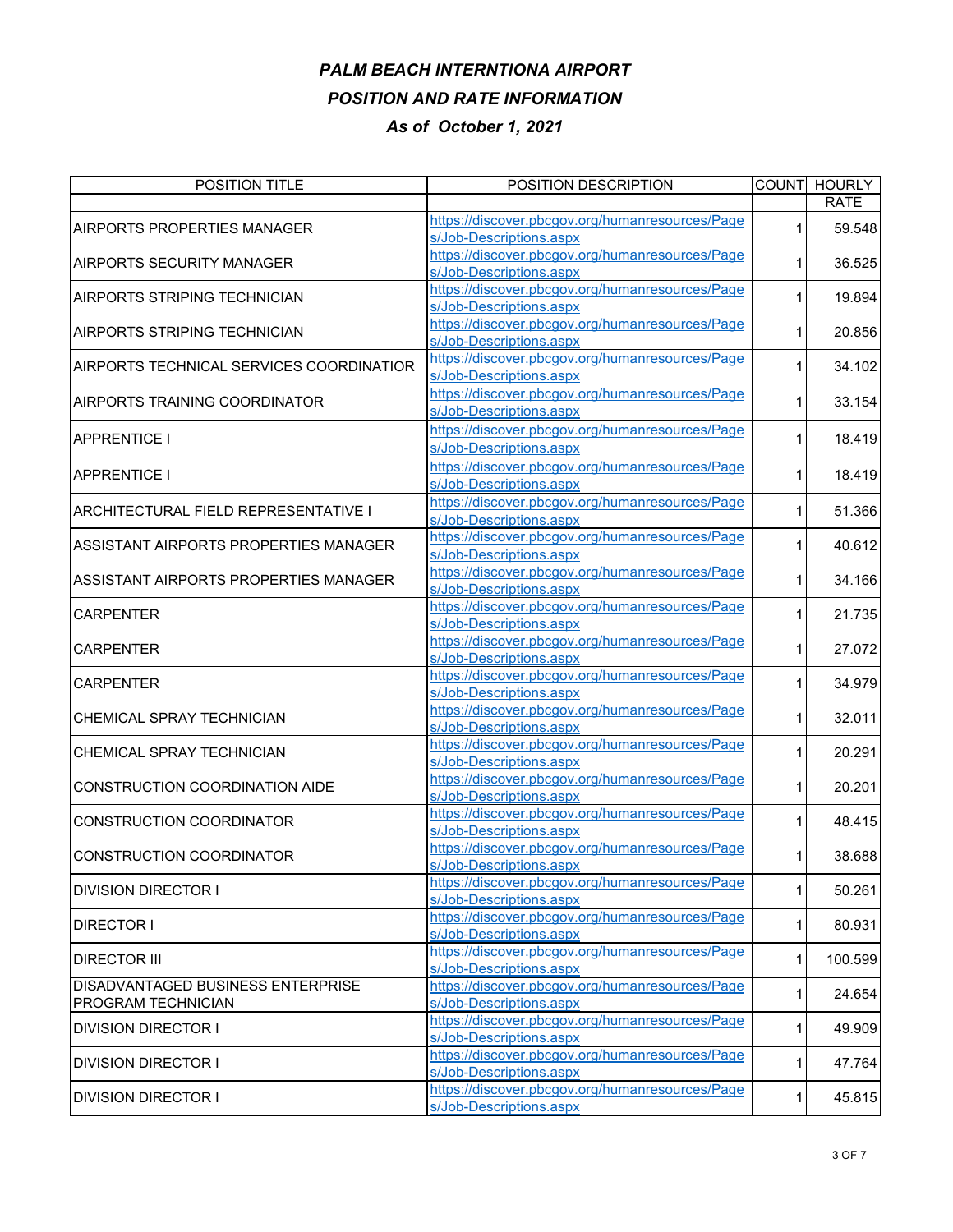# *PALM BEACH INTERNTIONA AIRPORT*

## *POSITION AND RATE INFORMATION*

### *As of October 1, 2021*

| POSITION TITLE | POSITION DESCRIPTION | COUNT | HOURLY RATE |
|---|---|---|---|
| AIRPORTS PROPERTIES MANAGER | https://discover.pbcgov.org/humanresources/Pages/Job-Descriptions.aspx | 1 | 59.548 |
| AIRPORTS SECURITY MANAGER | https://discover.pbcgov.org/humanresources/Pages/Job-Descriptions.aspx | 1 | 36.525 |
| AIRPORTS STRIPING TECHNICIAN | https://discover.pbcgov.org/humanresources/Pages/Job-Descriptions.aspx | 1 | 19.894 |
| AIRPORTS STRIPING TECHNICIAN | https://discover.pbcgov.org/humanresources/Pages/Job-Descriptions.aspx | 1 | 20.856 |
| AIRPORTS TECHNICAL SERVICES COORDINATIOR | https://discover.pbcgov.org/humanresources/Pages/Job-Descriptions.aspx | 1 | 34.102 |
| AIRPORTS TRAINING COORDINATOR | https://discover.pbcgov.org/humanresources/Pages/Job-Descriptions.aspx | 1 | 33.154 |
| APPRENTICE I | https://discover.pbcgov.org/humanresources/Pages/Job-Descriptions.aspx | 1 | 18.419 |
| APPRENTICE I | https://discover.pbcgov.org/humanresources/Pages/Job-Descriptions.aspx | 1 | 18.419 |
| ARCHITECTURAL FIELD REPRESENTATIVE I | https://discover.pbcgov.org/humanresources/Pages/Job-Descriptions.aspx | 1 | 51.366 |
| ASSISTANT AIRPORTS PROPERTIES MANAGER | https://discover.pbcgov.org/humanresources/Pages/Job-Descriptions.aspx | 1 | 40.612 |
| ASSISTANT AIRPORTS PROPERTIES MANAGER | https://discover.pbcgov.org/humanresources/Pages/Job-Descriptions.aspx | 1 | 34.166 |
| CARPENTER | https://discover.pbcgov.org/humanresources/Pages/Job-Descriptions.aspx | 1 | 21.735 |
| CARPENTER | https://discover.pbcgov.org/humanresources/Pages/Job-Descriptions.aspx | 1 | 27.072 |
| CARPENTER | https://discover.pbcgov.org/humanresources/Pages/Job-Descriptions.aspx | 1 | 34.979 |
| CHEMICAL SPRAY TECHNICIAN | https://discover.pbcgov.org/humanresources/Pages/Job-Descriptions.aspx | 1 | 32.011 |
| CHEMICAL SPRAY TECHNICIAN | https://discover.pbcgov.org/humanresources/Pages/Job-Descriptions.aspx | 1 | 20.291 |
| CONSTRUCTION COORDINATION AIDE | https://discover.pbcgov.org/humanresources/Pages/Job-Descriptions.aspx | 1 | 20.201 |
| CONSTRUCTION COORDINATOR | https://discover.pbcgov.org/humanresources/Pages/Job-Descriptions.aspx | 1 | 48.415 |
| CONSTRUCTION COORDINATOR | https://discover.pbcgov.org/humanresources/Pages/Job-Descriptions.aspx | 1 | 38.688 |
| DIVISION DIRECTOR I | https://discover.pbcgov.org/humanresources/Pages/Job-Descriptions.aspx | 1 | 50.261 |
| DIRECTOR I | https://discover.pbcgov.org/humanresources/Pages/Job-Descriptions.aspx | 1 | 80.931 |
| DIRECTOR III | https://discover.pbcgov.org/humanresources/Pages/Job-Descriptions.aspx | 1 | 100.599 |
| DISADVANTAGED BUSINESS ENTERPRISE PROGRAM TECHNICIAN | https://discover.pbcgov.org/humanresources/Pages/Job-Descriptions.aspx | 1 | 24.654 |
| DIVISION DIRECTOR I | https://discover.pbcgov.org/humanresources/Pages/Job-Descriptions.aspx | 1 | 49.909 |
| DIVISION DIRECTOR I | https://discover.pbcgov.org/humanresources/Pages/Job-Descriptions.aspx | 1 | 47.764 |
| DIVISION DIRECTOR I | https://discover.pbcgov.org/humanresources/Pages/Job-Descriptions.aspx | 1 | 45.815 |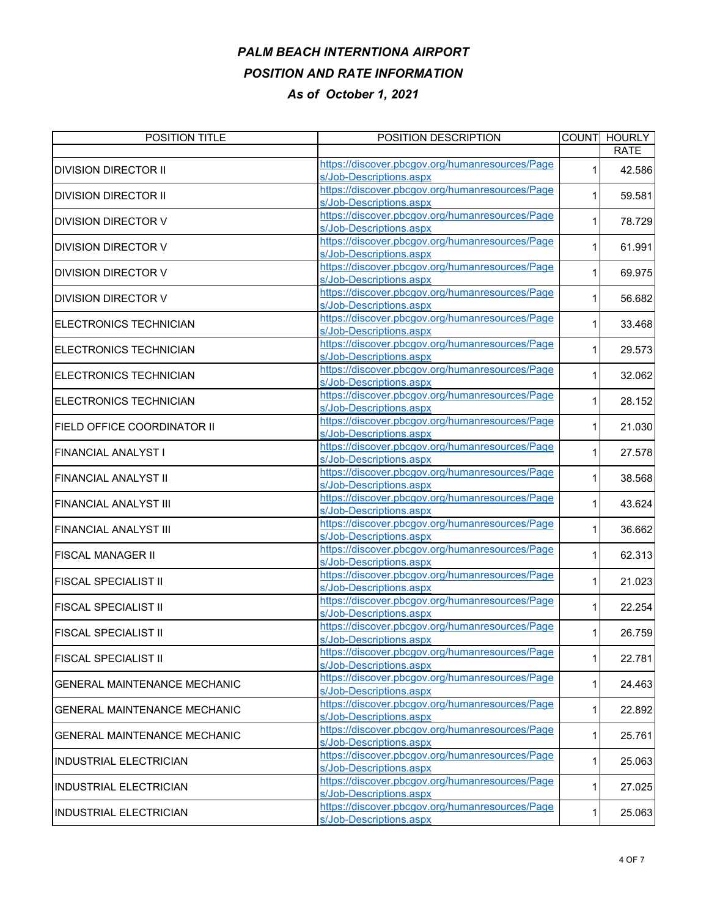# *PALM BEACH INTERNTIONA AIRPORT*

## *POSITION AND RATE INFORMATION*

### *As of October 1, 2021*

| POSITION TITLE | POSITION DESCRIPTION | COUNT | HOURLY RATE |
|---|---|---|---|
| DIVISION DIRECTOR II | https://discover.pbcgov.org/humanresources/Pages/Job-Descriptions.aspx | 1 | 42.586 |
| DIVISION DIRECTOR II | https://discover.pbcgov.org/humanresources/Pages/Job-Descriptions.aspx | 1 | 59.581 |
| DIVISION DIRECTOR V | https://discover.pbcgov.org/humanresources/Pages/Job-Descriptions.aspx | 1 | 78.729 |
| DIVISION DIRECTOR V | https://discover.pbcgov.org/humanresources/Pages/Job-Descriptions.aspx | 1 | 61.991 |
| DIVISION DIRECTOR V | https://discover.pbcgov.org/humanresources/Pages/Job-Descriptions.aspx | 1 | 69.975 |
| DIVISION DIRECTOR V | https://discover.pbcgov.org/humanresources/Pages/Job-Descriptions.aspx | 1 | 56.682 |
| ELECTRONICS TECHNICIAN | https://discover.pbcgov.org/humanresources/Pages/Job-Descriptions.aspx | 1 | 33.468 |
| ELECTRONICS TECHNICIAN | https://discover.pbcgov.org/humanresources/Pages/Job-Descriptions.aspx | 1 | 29.573 |
| ELECTRONICS TECHNICIAN | https://discover.pbcgov.org/humanresources/Pages/Job-Descriptions.aspx | 1 | 32.062 |
| ELECTRONICS TECHNICIAN | https://discover.pbcgov.org/humanresources/Pages/Job-Descriptions.aspx | 1 | 28.152 |
| FIELD OFFICE COORDINATOR II | https://discover.pbcgov.org/humanresources/Pages/Job-Descriptions.aspx | 1 | 21.030 |
| FINANCIAL ANALYST I | https://discover.pbcgov.org/humanresources/Pages/Job-Descriptions.aspx | 1 | 27.578 |
| FINANCIAL ANALYST II | https://discover.pbcgov.org/humanresources/Pages/Job-Descriptions.aspx | 1 | 38.568 |
| FINANCIAL ANALYST III | https://discover.pbcgov.org/humanresources/Pages/Job-Descriptions.aspx | 1 | 43.624 |
| FINANCIAL ANALYST III | https://discover.pbcgov.org/humanresources/Pages/Job-Descriptions.aspx | 1 | 36.662 |
| FISCAL MANAGER II | https://discover.pbcgov.org/humanresources/Pages/Job-Descriptions.aspx | 1 | 62.313 |
| FISCAL SPECIALIST II | https://discover.pbcgov.org/humanresources/Pages/Job-Descriptions.aspx | 1 | 21.023 |
| FISCAL SPECIALIST II | https://discover.pbcgov.org/humanresources/Pages/Job-Descriptions.aspx | 1 | 22.254 |
| FISCAL SPECIALIST II | https://discover.pbcgov.org/humanresources/Pages/Job-Descriptions.aspx | 1 | 26.759 |
| FISCAL SPECIALIST II | https://discover.pbcgov.org/humanresources/Pages/Job-Descriptions.aspx | 1 | 22.781 |
| GENERAL MAINTENANCE MECHANIC | https://discover.pbcgov.org/humanresources/Pages/Job-Descriptions.aspx | 1 | 24.463 |
| GENERAL MAINTENANCE MECHANIC | https://discover.pbcgov.org/humanresources/Pages/Job-Descriptions.aspx | 1 | 22.892 |
| GENERAL MAINTENANCE MECHANIC | https://discover.pbcgov.org/humanresources/Pages/Job-Descriptions.aspx | 1 | 25.761 |
| INDUSTRIAL ELECTRICIAN | https://discover.pbcgov.org/humanresources/Pages/Job-Descriptions.aspx | 1 | 25.063 |
| INDUSTRIAL ELECTRICIAN | https://discover.pbcgov.org/humanresources/Pages/Job-Descriptions.aspx | 1 | 27.025 |
| INDUSTRIAL ELECTRICIAN | https://discover.pbcgov.org/humanresources/Pages/Job-Descriptions.aspx | 1 | 25.063 |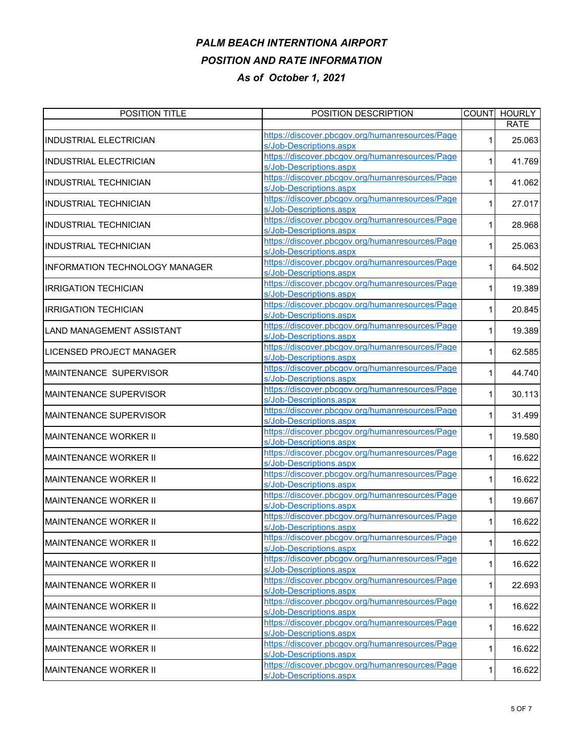# *PALM BEACH INTERNTIONA AIRPORT*

## *POSITION AND RATE INFORMATION*

### *As of October 1, 2021*

| POSITION TITLE | POSITION DESCRIPTION | COUNT | HOURLY RATE |
|---|---|---|---|
| INDUSTRIAL ELECTRICIAN | https://discover.pbcgov.org/humanresources/Pages/Job-Descriptions.aspx | 1 | 25.063 |
| INDUSTRIAL ELECTRICIAN | https://discover.pbcgov.org/humanresources/Pages/Job-Descriptions.aspx | 1 | 41.769 |
| INDUSTRIAL TECHNICIAN | https://discover.pbcgov.org/humanresources/Pages/Job-Descriptions.aspx | 1 | 41.062 |
| INDUSTRIAL TECHNICIAN | https://discover.pbcgov.org/humanresources/Pages/Job-Descriptions.aspx | 1 | 27.017 |
| INDUSTRIAL TECHNICIAN | https://discover.pbcgov.org/humanresources/Pages/Job-Descriptions.aspx | 1 | 28.968 |
| INDUSTRIAL TECHNICIAN | https://discover.pbcgov.org/humanresources/Pages/Job-Descriptions.aspx | 1 | 25.063 |
| INFORMATION TECHNOLOGY MANAGER | https://discover.pbcgov.org/humanresources/Pages/Job-Descriptions.aspx | 1 | 64.502 |
| IRRIGATION TECHICIAN | https://discover.pbcgov.org/humanresources/Pages/Job-Descriptions.aspx | 1 | 19.389 |
| IRRIGATION TECHICIAN | https://discover.pbcgov.org/humanresources/Pages/Job-Descriptions.aspx | 1 | 20.845 |
| LAND MANAGEMENT ASSISTANT | https://discover.pbcgov.org/humanresources/Pages/Job-Descriptions.aspx | 1 | 19.389 |
| LICENSED PROJECT MANAGER | https://discover.pbcgov.org/humanresources/Pages/Job-Descriptions.aspx | 1 | 62.585 |
| MAINTENANCE SUPERVISOR | https://discover.pbcgov.org/humanresources/Pages/Job-Descriptions.aspx | 1 | 44.740 |
| MAINTENANCE SUPERVISOR | https://discover.pbcgov.org/humanresources/Pages/Job-Descriptions.aspx | 1 | 30.113 |
| MAINTENANCE SUPERVISOR | https://discover.pbcgov.org/humanresources/Pages/Job-Descriptions.aspx | 1 | 31.499 |
| MAINTENANCE WORKER II | https://discover.pbcgov.org/humanresources/Pages/Job-Descriptions.aspx | 1 | 19.580 |
| MAINTENANCE WORKER II | https://discover.pbcgov.org/humanresources/Pages/Job-Descriptions.aspx | 1 | 16.622 |
| MAINTENANCE WORKER II | https://discover.pbcgov.org/humanresources/Pages/Job-Descriptions.aspx | 1 | 16.622 |
| MAINTENANCE WORKER II | https://discover.pbcgov.org/humanresources/Pages/Job-Descriptions.aspx | 1 | 19.667 |
| MAINTENANCE WORKER II | https://discover.pbcgov.org/humanresources/Pages/Job-Descriptions.aspx | 1 | 16.622 |
| MAINTENANCE WORKER II | https://discover.pbcgov.org/humanresources/Pages/Job-Descriptions.aspx | 1 | 16.622 |
| MAINTENANCE WORKER II | https://discover.pbcgov.org/humanresources/Pages/Job-Descriptions.aspx | 1 | 16.622 |
| MAINTENANCE WORKER II | https://discover.pbcgov.org/humanresources/Pages/Job-Descriptions.aspx | 1 | 22.693 |
| MAINTENANCE WORKER II | https://discover.pbcgov.org/humanresources/Pages/Job-Descriptions.aspx | 1 | 16.622 |
| MAINTENANCE WORKER II | https://discover.pbcgov.org/humanresources/Pages/Job-Descriptions.aspx | 1 | 16.622 |
| MAINTENANCE WORKER II | https://discover.pbcgov.org/humanresources/Pages/Job-Descriptions.aspx | 1 | 16.622 |
| MAINTENANCE WORKER II | https://discover.pbcgov.org/humanresources/Pages/Job-Descriptions.aspx | 1 | 16.622 |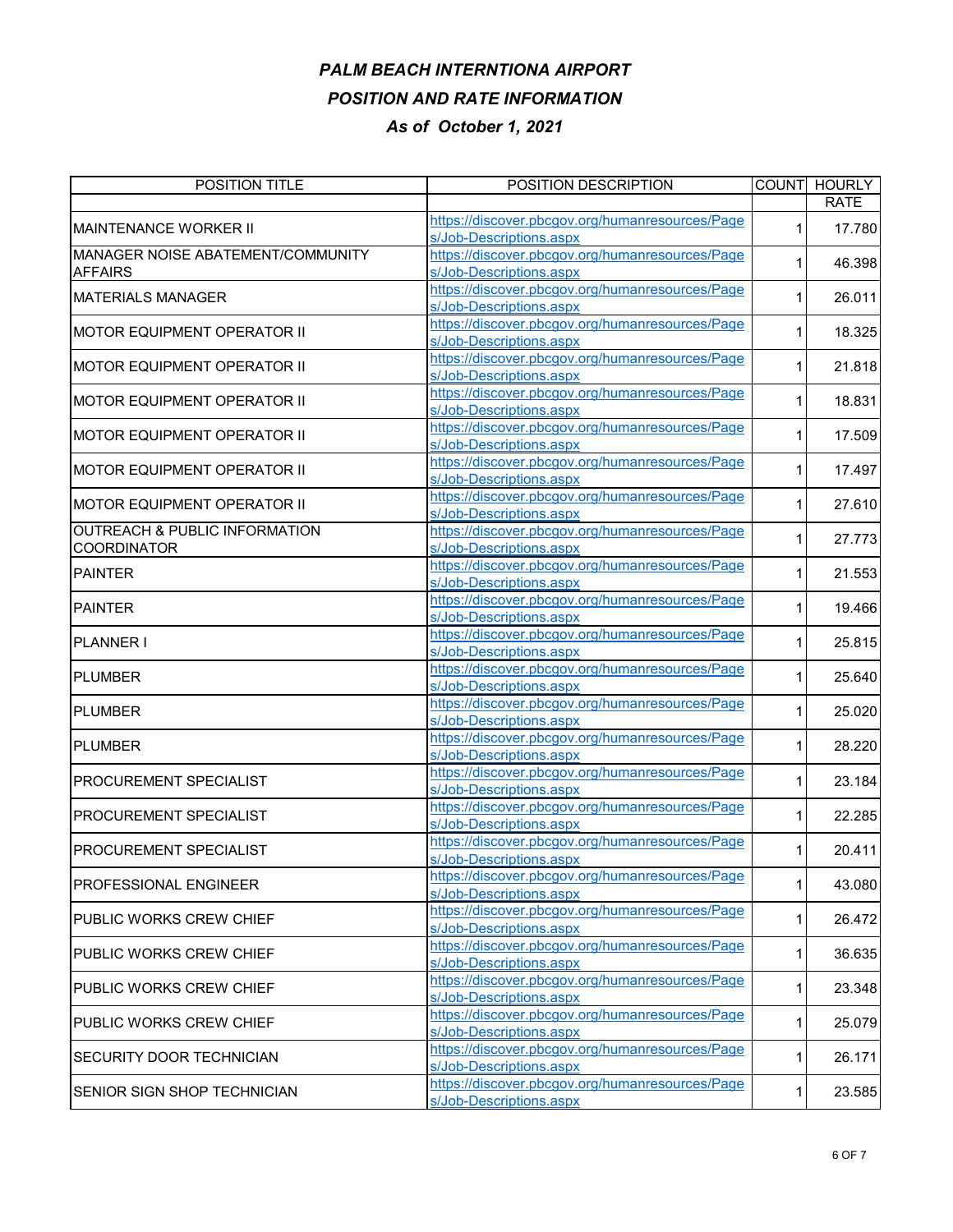# *PALM BEACH INTERNTIONA AIRPORT*

## *POSITION AND RATE INFORMATION*

### *As of October 1, 2021*

| POSITION TITLE | POSITION DESCRIPTION | COUNT | HOURLY RATE |
|---|---|---|---|
| MAINTENANCE WORKER II | https://discover.pbcgov.org/humanresources/Pages/Job-Descriptions.aspx | 1 | 17.780 |
| MANAGER NOISE ABATEMENT/COMMUNITY AFFAIRS | https://discover.pbcgov.org/humanresources/Pages/Job-Descriptions.aspx | 1 | 46.398 |
| MATERIALS MANAGER | https://discover.pbcgov.org/humanresources/Pages/Job-Descriptions.aspx | 1 | 26.011 |
| MOTOR EQUIPMENT OPERATOR II | https://discover.pbcgov.org/humanresources/Pages/Job-Descriptions.aspx | 1 | 18.325 |
| MOTOR EQUIPMENT OPERATOR II | https://discover.pbcgov.org/humanresources/Pages/Job-Descriptions.aspx | 1 | 21.818 |
| MOTOR EQUIPMENT OPERATOR II | https://discover.pbcgov.org/humanresources/Pages/Job-Descriptions.aspx | 1 | 18.831 |
| MOTOR EQUIPMENT OPERATOR II | https://discover.pbcgov.org/humanresources/Pages/Job-Descriptions.aspx | 1 | 17.509 |
| MOTOR EQUIPMENT OPERATOR II | https://discover.pbcgov.org/humanresources/Pages/Job-Descriptions.aspx | 1 | 17.497 |
| MOTOR EQUIPMENT OPERATOR II | https://discover.pbcgov.org/humanresources/Pages/Job-Descriptions.aspx | 1 | 27.610 |
| OUTREACH & PUBLIC INFORMATION COORDINATOR | https://discover.pbcgov.org/humanresources/Pages/Job-Descriptions.aspx | 1 | 27.773 |
| PAINTER | https://discover.pbcgov.org/humanresources/Pages/Job-Descriptions.aspx | 1 | 21.553 |
| PAINTER | https://discover.pbcgov.org/humanresources/Pages/Job-Descriptions.aspx | 1 | 19.466 |
| PLANNER I | https://discover.pbcgov.org/humanresources/Pages/Job-Descriptions.aspx | 1 | 25.815 |
| PLUMBER | https://discover.pbcgov.org/humanresources/Pages/Job-Descriptions.aspx | 1 | 25.640 |
| PLUMBER | https://discover.pbcgov.org/humanresources/Pages/Job-Descriptions.aspx | 1 | 25.020 |
| PLUMBER | https://discover.pbcgov.org/humanresources/Pages/Job-Descriptions.aspx | 1 | 28.220 |
| PROCUREMENT SPECIALIST | https://discover.pbcgov.org/humanresources/Pages/Job-Descriptions.aspx | 1 | 23.184 |
| PROCUREMENT SPECIALIST | https://discover.pbcgov.org/humanresources/Pages/Job-Descriptions.aspx | 1 | 22.285 |
| PROCUREMENT SPECIALIST | https://discover.pbcgov.org/humanresources/Pages/Job-Descriptions.aspx | 1 | 20.411 |
| PROFESSIONAL ENGINEER | https://discover.pbcgov.org/humanresources/Pages/Job-Descriptions.aspx | 1 | 43.080 |
| PUBLIC WORKS CREW CHIEF | https://discover.pbcgov.org/humanresources/Pages/Job-Descriptions.aspx | 1 | 26.472 |
| PUBLIC WORKS CREW CHIEF | https://discover.pbcgov.org/humanresources/Pages/Job-Descriptions.aspx | 1 | 36.635 |
| PUBLIC WORKS CREW CHIEF | https://discover.pbcgov.org/humanresources/Pages/Job-Descriptions.aspx | 1 | 23.348 |
| PUBLIC WORKS CREW CHIEF | https://discover.pbcgov.org/humanresources/Pages/Job-Descriptions.aspx | 1 | 25.079 |
| SECURITY DOOR TECHNICIAN | https://discover.pbcgov.org/humanresources/Pages/Job-Descriptions.aspx | 1 | 26.171 |
| SENIOR SIGN SHOP TECHNICIAN | https://discover.pbcgov.org/humanresources/Pages/Job-Descriptions.aspx | 1 | 23.585 |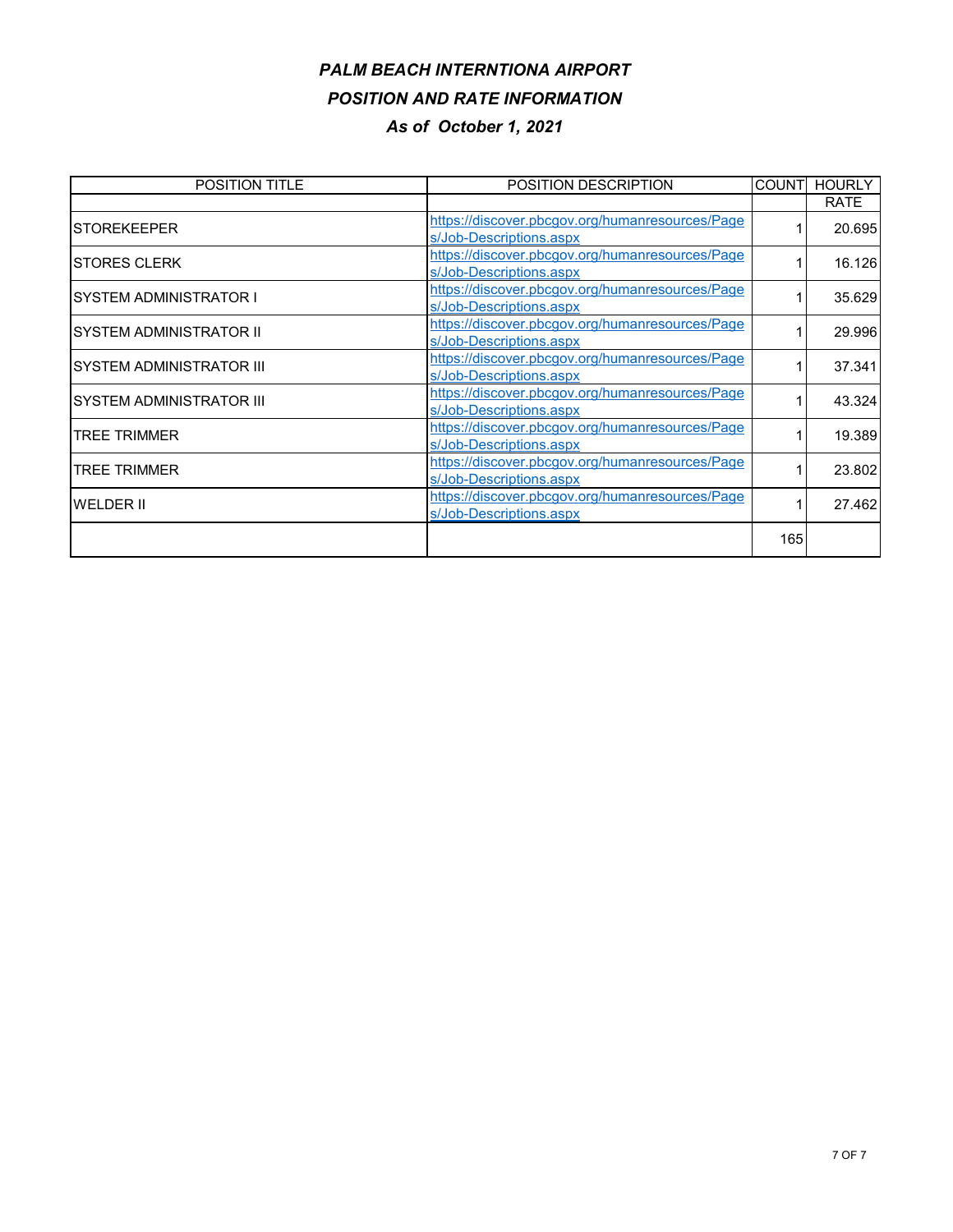# *PALM BEACH INTERNTIONA AIRPORT*

## *POSITION AND RATE INFORMATION*

### *As of October 1, 2021*

| POSITION TITLE | POSITION DESCRIPTION | COUNT | HOURLY RATE |
|---|---|---|---|
| STOREKEEPER | https://discover.pbcgov.org/humanresources/Pages/Job-Descriptions.aspx | 1 | 20.695 |
| STORES CLERK | https://discover.pbcgov.org/humanresources/Pages/Job-Descriptions.aspx | 1 | 16.126 |
| SYSTEM ADMINISTRATOR I | https://discover.pbcgov.org/humanresources/Pages/Job-Descriptions.aspx | 1 | 35.629 |
| SYSTEM ADMINISTRATOR II | https://discover.pbcgov.org/humanresources/Pages/Job-Descriptions.aspx | 1 | 29.996 |
| SYSTEM ADMINISTRATOR III | https://discover.pbcgov.org/humanresources/Pages/Job-Descriptions.aspx | 1 | 37.341 |
| SYSTEM ADMINISTRATOR III | https://discover.pbcgov.org/humanresources/Pages/Job-Descriptions.aspx | 1 | 43.324 |
| TREE TRIMMER | https://discover.pbcgov.org/humanresources/Pages/Job-Descriptions.aspx | 1 | 19.389 |
| TREE TRIMMER | https://discover.pbcgov.org/humanresources/Pages/Job-Descriptions.aspx | 1 | 23.802 |
| WELDER II | https://discover.pbcgov.org/humanresources/Pages/Job-Descriptions.aspx | 1 | 27.462 |
| | | 165 | |